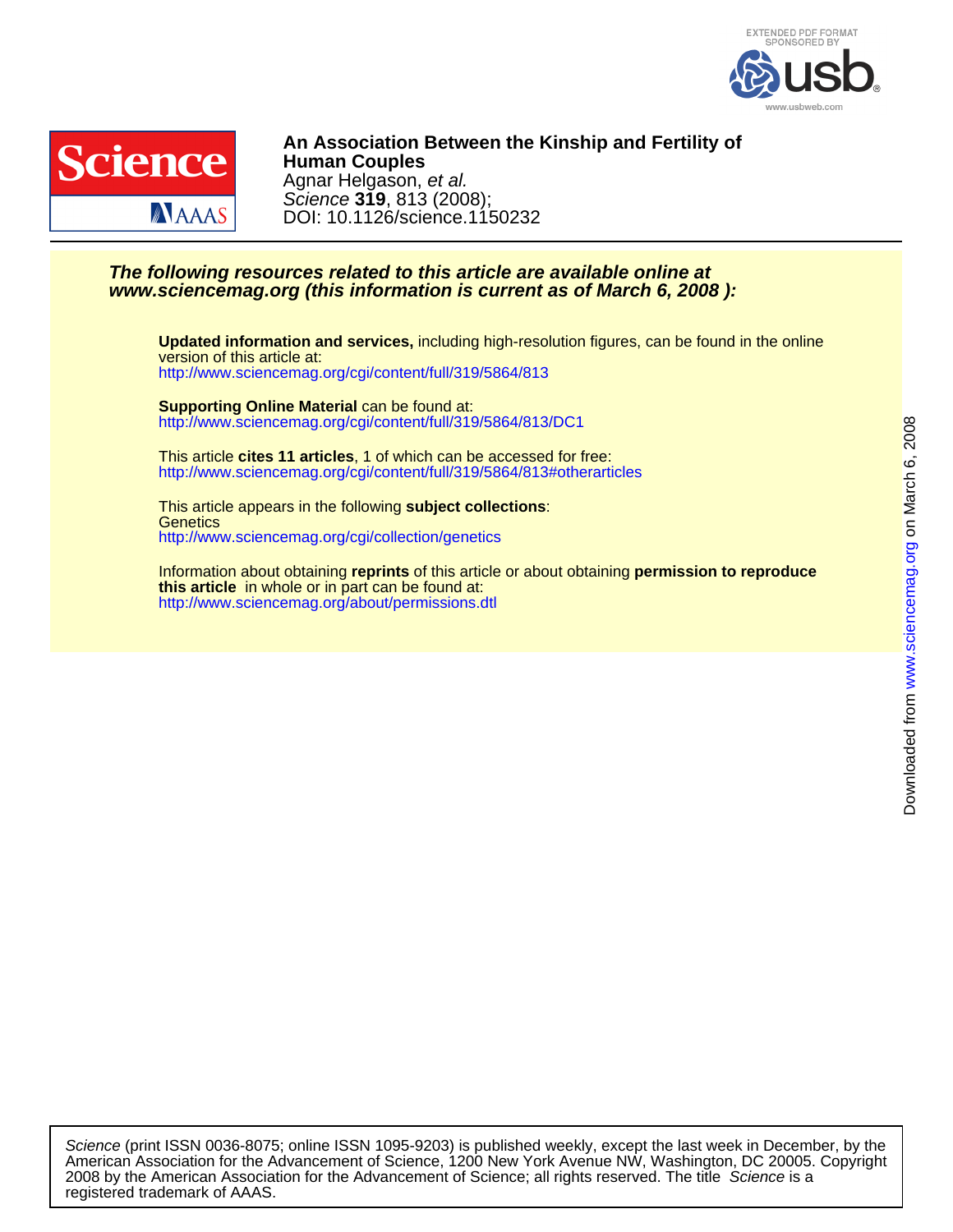EXTENDED PDF FORMAT SPONSORED BY usb www.usbweb.com

**An Association Between the Kinship and Fertility of Human Couples**
Agnar Helgason, *et al.*
*Science* **319**, 813 (2008);
DOI: 10.1126/science.1150232

***The following resources related to this article are available online at www.sciencemag.org (this information is current as of March 6, 2008 ):***

**Updated information and services,** including high-resolution figures, can be found in the online version of this article at:
http://www.sciencemag.org/cgi/content/full/319/5864/813

**Supporting Online Material** can be found at:
http://www.sciencemag.org/cgi/content/full/319/5864/813/DC1

This article **cites 11 articles**, 1 of which can be accessed for free:
http://www.sciencemag.org/cgi/content/full/319/5864/813#otherarticles

This article appears in the following **subject collections**:
Genetics
http://www.sciencemag.org/cgi/collection/genetics

Information about obtaining **reprints** of this article or about obtaining **permission to reproduce this article** in whole or in part can be found at:
http://www.sciencemag.org/about/permissions.dtl

Downloaded from www.sciencemag.org on March 6, 2008

*Science* (print ISSN 0036-8075; online ISSN 1095-9203) is published weekly, except the last week in December, by the American Association for the Advancement of Science, 1200 New York Avenue NW, Washington, DC 20005. Copyright 2008 by the American Association for the Advancement of Science; all rights reserved. The title *Science* is a registered trademark of AAAS.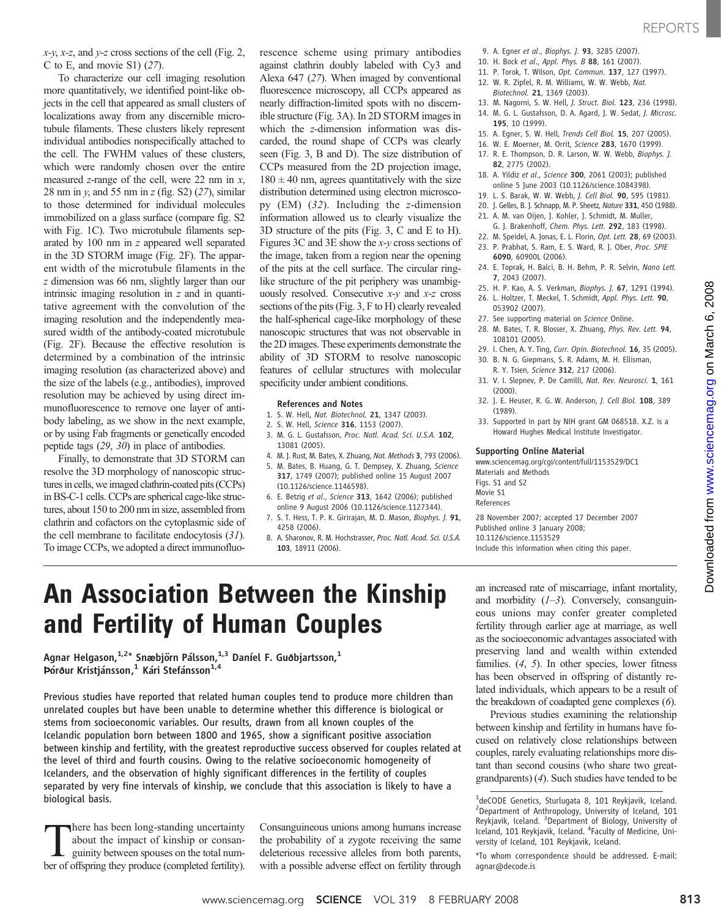x-y, x-z, and y-z cross sections of the cell (Fig. 2, C to E, and movie S1) (27).

To characterize our cell imaging resolution more quantitatively, we identified point-like objects in the cell that appeared as small clusters of localizations away from any discernible microtubule filaments. These clusters likely represent individual antibodies nonspecifically attached to the cell. The FWHM values of these clusters, which were randomly chosen over the entire measured z-range of the cell, were 22 nm in x, 28 nm in y, and 55 nm in z (fig. S2) (27), similar to those determined for individual molecules immobilized on a glass surface (compare fig. S2 with Fig. 1C). Two microtubule filaments separated by 100 nm in z appeared well separated in the 3D STORM image (Fig. 2F). The apparent width of the microtubule filaments in the z dimension was 66 nm, slightly larger than our intrinsic imaging resolution in z and in quantitative agreement with the convolution of the imaging resolution and the independently measured width of the antibody-coated microtubule (Fig. 2F). Because the effective resolution is determined by a combination of the intrinsic imaging resolution (as characterized above) and the size of the labels (e.g., antibodies), improved resolution may be achieved by using direct immunofluorescence to remove one layer of antibody labeling, as we show in the next example, or by using Fab fragments or genetically encoded peptide tags (29, 30) in place of antibodies.

Finally, to demonstrate that 3D STORM can resolve the 3D morphology of nanoscopic structures in cells, we imaged clathrin-coated pits (CCPs) in BS-C-1 cells. CCPs are spherical cage-like structures, about 150 to 200 nm in size, assembled from clathrin and cofactors on the cytoplasmic side of the cell membrane to facilitate endocytosis (31). To image CCPs, we adopted a direct immunofluorescence scheme using primary antibodies against clathrin doubly labeled with Cy3 and Alexa 647 (27). When imaged by conventional fluorescence microscopy, all CCPs appeared as nearly diffraction-limited spots with no discernible structure (Fig. 3A). In 2D STORM images in which the z-dimension information was discarded, the round shape of CCPs was clearly seen (Fig. 3, B and D). The size distribution of CCPs measured from the 2D projection image, 180 ± 40 nm, agrees quantitatively with the size distribution determined using electron microscopy (EM) (32). Including the z-dimension information allowed us to clearly visualize the 3D structure of the pits (Fig. 3, C and E to H). Figures 3C and 3E show the x-y cross sections of the image, taken from a region near the opening of the pits at the cell surface. The circular ring-like structure of the pit periphery was unambiguously resolved. Consecutive x-y and x-z cross sections of the pits (Fig. 3, F to H) clearly revealed the half-spherical cage-like morphology of these nanoscopic structures that was not observable in the 2D images. These experiments demonstrate the ability of 3D STORM to resolve nanoscopic features of cellular structures with molecular specificity under ambient conditions.

### References and Notes

1. S. W. Hell, *Nat. Biotechnol.* **21**, 1347 (2003).
2. S. W. Hell, *Science* **316**, 1153 (2007).
3. M. G. L. Gustafsson, *Proc. Natl. Acad. Sci. U.S.A.* **102**, 13081 (2005).
4. M. J. Rust, M. Bates, X. Zhuang, *Nat. Methods* **3**, 793 (2006).
5. M. Bates, B. Huang, G. T. Dempsey, X. Zhuang, *Science* **317**, 1749 (2007); published online 15 August 2007 (10.1126/science.1146598).
6. E. Betzig *et al.*, *Science* **313**, 1642 (2006); published online 9 August 2006 (10.1126/science.1127344).
7. S. T. Hess, T. P. K. Girirajan, M. D. Mason, *Biophys. J.* **91**, 4258 (2006).
8. A. Sharonov, R. M. Hochstrasser, *Proc. Natl. Acad. Sci. U.S.A.* **103**, 18911 (2006).
9. A. Egner *et al.*, *Biophys. J.* **93**, 3285 (2007).
10. H. Bock *et al.*, *Appl. Phys. B* **88**, 161 (2007).
11. P. Torok, T. Wilson, *Opt. Commun.* **137**, 127 (1997).
12. W. R. Zipfel, R. M. Williams, W. W. Webb, *Nat. Biotechnol.* **21**, 1369 (2003).
13. M. Nagorni, S. W. Hell, *J. Struct. Biol.* **123**, 236 (1998).
14. M. G. L. Gustafsson, D. A. Agard, J. W. Sedat, *J. Microsc.* **195**, 10 (1999).
15. A. Egner, S. W. Hell, *Trends Cell Biol.* **15**, 207 (2005).
16. W. E. Moerner, M. Orrit, *Science* **283**, 1670 (1999).
17. R. E. Thompson, D. R. Larson, W. W. Webb, *Biophys. J.* **82**, 2775 (2002).
18. A. Yildiz *et al.*, *Science* **300**, 2061 (2003); published online 5 June 2003 (10.1126/science.1084398).
19. L. S. Barak, W. W. Webb, *J. Cell Biol.* **90**, 595 (1981).
20. J. Gelles, B. J. Schnapp, M. P. Sheetz, *Nature* **331**, 450 (1988).
21. A. M. van Oijen, J. Kohler, J. Schmidt, M. Muller, G. J. Brakenhoff, *Chem. Phys. Lett.* **292**, 183 (1998).
22. M. Speidel, A. Jonas, E. L. Florin, *Opt. Lett.* **28**, 69 (2003).
23. P. Prabhat, S. Ram, E. S. Ward, R. J. Ober, *Proc. SPIE* **6090**, 60900L (2006).
24. E. Toprak, H. Balci, B. H. Behm, P. R. Selvin, *Nano Lett.* **7**, 2043 (2007).
25. H. P. Kao, A. S. Verkman, *Biophys. J.* **67**, 1291 (1994).
26. L. Holtzer, T. Meckel, T. Schmidt, *Appl. Phys. Lett.* **90**, 053902 (2007).
27. See supporting material on *Science* Online.
28. M. Bates, T. R. Blosser, X. Zhuang, *Phys. Rev. Lett.* **94**, 108101 (2005).
29. I. Chen, A. Y. Ting, *Curr. Opin. Biotechnol.* **16**, 35 (2005).
30. B. N. G. Giepmans, S. R. Adams, M. H. Ellisman, R. Y. Tsien, *Science* **312**, 217 (2006).
31. V. I. Slepnev, P. De Camilli, *Nat. Rev. Neurosci.* **1**, 161 (2000).
32. J. E. Heuser, R. G. W. Anderson, *J. Cell Biol.* **108**, 389 (1989).
33. Supported in part by NIH grant GM 068518. X.Z. is a Howard Hughes Medical Institute Investigator.

### Supporting Online Material

www.sciencemag.org/cgi/content/full/1153529/DC1
Materials and Methods
Figs. S1 and S2
Movie S1
References

28 November 2007; accepted 17 December 2007
Published online 3 January 2008;
10.1126/science.1153529
Include this information when citing this paper.

# An Association Between the Kinship and Fertility of Human Couples

**Agnar Helgason,[1,2]* Snæbjörn Pálsson,[1,3] Daníel F. Guðbjartsson,[1] Þórður Kristjánsson,[1] Kári Stefánsson[1,4]**

Previous studies have reported that related human couples tend to produce more children than unrelated couples but have been unable to determine whether this difference is biological or stems from socioeconomic variables. Our results, drawn from all known couples of the Icelandic population born between 1800 and 1965, show a significant positive association between kinship and fertility, with the greatest reproductive success observed for couples related at the level of third and fourth cousins. Owing to the relative socioeconomic homogeneity of Icelanders, and the observation of highly significant differences in the fertility of couples separated by very fine intervals of kinship, we conclude that this association is likely to have a biological basis.

There has been long-standing uncertainty about the impact of kinship or consanguinity between spouses on the total number of offspring they produce (completed fertility). Consanguineous unions among humans increase the probability of a zygote receiving the same deleterious recessive alleles from both parents, with a possible adverse effect on fertility through an increased rate of miscarriage, infant mortality, and morbidity (1–3). Conversely, consanguineous unions may confer greater completed fertility through earlier age at marriage, as well as the socioeconomic advantages associated with preserving land and wealth within extended families. (4, 5). In other species, lower fitness has been observed in offspring of distantly related individuals, which appears to be a result of the breakdown of coadapted gene complexes (6).

Previous studies examining the relationship between kinship and fertility in humans have focused on relatively close relationships between couples, rarely evaluating relationships more distant than second cousins (who share two great-grandparents) (4). Such studies have tended to be

[1]deCODE Genetics, Sturlugata 8, 101 Reykjavik, Iceland. [2]Department of Anthropology, University of Iceland, 101 Reykjavik, Iceland. [3]Department of Biology, University of Iceland, 101 Reykjavik, Iceland. [4]Faculty of Medicine, University of Iceland, 101 Reykjavik, Iceland.

*To whom correspondence should be addressed. E-mail: agnar@decode.is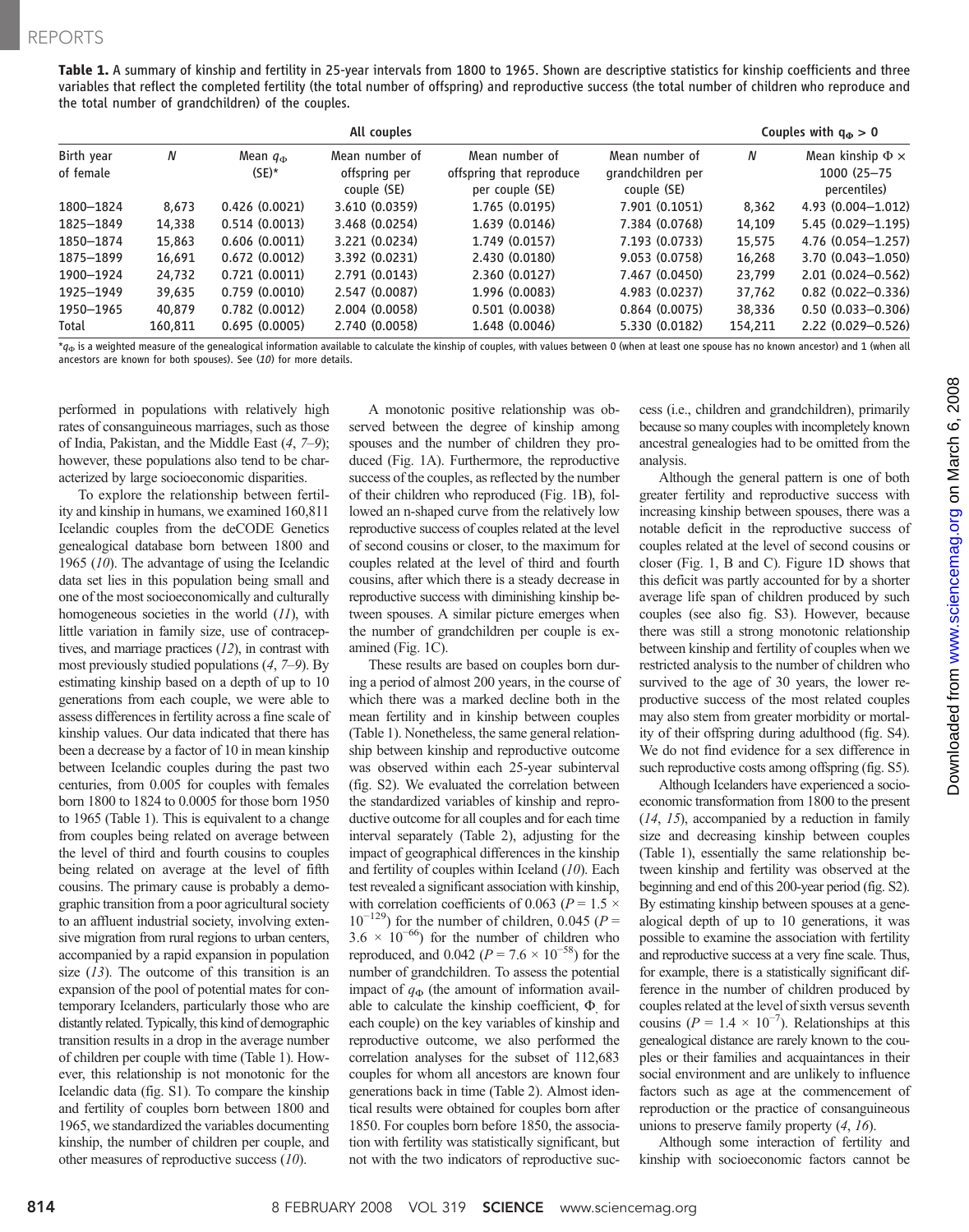**Table 1.** A summary of kinship and fertility in 25-year intervals from 1800 to 1965. Shown are descriptive statistics for kinship coefficients and three variables that reflect the completed fertility (the total number of offspring) and reproductive success (the total number of children who reproduce and the total number of grandchildren) of the couples.

| All couples | | | | | | Couples with $q_\Phi > 0$ | |
|---|---|---|---|---|---|---|---|
| Birth year of female | $N$ | Mean $q_\Phi$ (SE)* | Mean number of offspring per couple (SE) | Mean number of offspring that reproduce per couple (SE) | Mean number of grandchildren per couple (SE) | $N$ | Mean kinship $\Phi \times 1000$ (25–75 percentiles) |
| 1800–1824 | 8,673 | 0.426 (0.0021) | 3.610 (0.0359) | 1.765 (0.0195) | 7.901 (0.1051) | 8,362 | 4.93 (0.004–1.012) |
| 1825–1849 | 14,338 | 0.514 (0.0013) | 3.468 (0.0254) | 1.639 (0.0146) | 7.384 (0.0768) | 14,109 | 5.45 (0.029–1.195) |
| 1850–1874 | 15,863 | 0.606 (0.0011) | 3.221 (0.0234) | 1.749 (0.0157) | 7.193 (0.0733) | 15,575 | 4.76 (0.054–1.257) |
| 1875–1899 | 16,691 | 0.672 (0.0012) | 3.392 (0.0231) | 2.430 (0.0180) | 9.053 (0.0758) | 16,268 | 3.70 (0.043–1.050) |
| 1900–1924 | 24,732 | 0.721 (0.0011) | 2.791 (0.0143) | 2.360 (0.0127) | 7.467 (0.0450) | 23,799 | 2.01 (0.024–0.562) |
| 1925–1949 | 39,635 | 0.759 (0.0010) | 2.547 (0.0087) | 1.996 (0.0083) | 4.983 (0.0237) | 37,762 | 0.82 (0.022–0.336) |
| 1950–1965 | 40,879 | 0.782 (0.0012) | 2.004 (0.0058) | 0.501 (0.0038) | 0.864 (0.0075) | 38,336 | 0.50 (0.033–0.306) |
| Total | 160,811 | 0.695 (0.0005) | 2.740 (0.0058) | 1.648 (0.0046) | 5.330 (0.0182) | 154,211 | 2.22 (0.029–0.526) |

*$q_\Phi$ is a weighted measure of the genealogical information available to calculate the kinship of couples, with values between 0 (when at least one spouse has no known ancestor) and 1 (when all ancestors are known for both spouses). See (10) for more details.

performed in populations with relatively high rates of consanguineous marriages, such as those of India, Pakistan, and the Middle East (4, 7–9); however, these populations also tend to be characterized by large socioeconomic disparities.

To explore the relationship between fertility and kinship in humans, we examined 160,811 Icelandic couples from the deCODE Genetics genealogical database born between 1800 and 1965 (10). The advantage of using the Icelandic data set lies in this population being small and one of the most socioeconomically and culturally homogeneous societies in the world (11), with little variation in family size, use of contraceptives, and marriage practices (12), in contrast with most previously studied populations (4, 7–9). By estimating kinship based on a depth of up to 10 generations from each couple, we were able to assess differences in fertility across a fine scale of kinship values. Our data indicated that there has been a decrease by a factor of 10 in mean kinship between Icelandic couples during the past two centuries, from 0.005 for couples with females born 1800 to 1824 to 0.0005 for those born 1950 to 1965 (Table 1). This is equivalent to a change from couples being related on average between the level of third and fourth cousins to couples being related on average at the level of fifth cousins. The primary cause is probably a demographic transition from a poor agricultural society to an affluent industrial society, involving extensive migration from rural regions to urban centers, accompanied by a rapid expansion in population size (13). The outcome of this transition is an expansion of the pool of potential mates for contemporary Icelanders, particularly those who are distantly related. Typically, this kind of demographic transition results in a drop in the average number of children per couple with time (Table 1). However, this relationship is not monotonic for the Icelandic data (fig. S1). To compare the kinship and fertility of couples born between 1800 and 1965, we standardized the variables documenting kinship, the number of children per couple, and other measures of reproductive success (10).

A monotonic positive relationship was observed between the degree of kinship among spouses and the number of children they produced (Fig. 1A). Furthermore, the reproductive success of the couples, as reflected by the number of their children who reproduced (Fig. 1B), followed an n-shaped curve from the relatively low reproductive success of couples related at the level of second cousins or closer, to the maximum for couples related at the level of third and fourth cousins, after which there is a steady decrease in reproductive success with diminishing kinship between spouses. A similar picture emerges when the number of grandchildren per couple is examined (Fig. 1C).

These results are based on couples born during a period of almost 200 years, in the course of which there was a marked decline both in the mean fertility and in kinship between couples (Table 1). Nonetheless, the same general relationship between kinship and reproductive outcome was observed within each 25-year subinterval (fig. S2). We evaluated the correlation between the standardized variables of kinship and reproductive outcome for all couples and for each time interval separately (Table 2), adjusting for the impact of geographical differences in the kinship and fertility of couples within Iceland (10). Each test revealed a significant association with kinship, with correlation coefficients of 0.063 ($P = 1.5 \times 10^{-129}$) for the number of children, 0.045 ($P = 3.6 \times 10^{-66}$) for the number of children who reproduced, and 0.042 ($P = 7.6 \times 10^{-58}$) for the number of grandchildren. To assess the potential impact of $q_\Phi$ (the amount of information available to calculate the kinship coefficient, $\Phi$, for each couple) on the key variables of kinship and reproductive outcome, we also performed the correlation analyses for the subset of 112,683 couples for whom all ancestors are known four generations back in time (Table 2). Almost identical results were obtained for couples born after 1850. For couples born before 1850, the association with fertility was statistically significant, but not with the two indicators of reproductive success (i.e., children and grandchildren), primarily because so many couples with incompletely known ancestral genealogies had to be omitted from the analysis.

Although the general pattern is one of both greater fertility and reproductive success with increasing kinship between spouses, there was a notable deficit in the reproductive success of couples related at the level of second cousins or closer (Fig. 1, B and C). Figure 1D shows that this deficit was partly accounted for by a shorter average life span of children produced by such couples (see also fig. S3). However, because there was still a strong monotonic relationship between kinship and fertility of couples when we restricted analysis to the number of children who survived to the age of 30 years, the lower reproductive success of the most related couples may also stem from greater morbidity or mortality of their offspring during adulthood (fig. S4). We do not find evidence for a sex difference in such reproductive costs among offspring (fig. S5).

Although Icelanders have experienced a socioeconomic transformation from 1800 to the present (14, 15), accompanied by a reduction in family size and decreasing kinship between couples (Table 1), essentially the same relationship between kinship and fertility was observed at the beginning and end of this 200-year period (fig. S2). By estimating kinship between spouses at a genealogical depth of up to 10 generations, it was possible to examine the association with fertility and reproductive success at a very fine scale. Thus, for example, there is a statistically significant difference in the number of children produced by couples related at the level of sixth versus seventh cousins ($P = 1.4 \times 10^{-7}$). Relationships at this genealogical distance are rarely known to the couples or their families and acquaintances in their social environment and are unlikely to influence factors such as age at the commencement of reproduction or the practice of consanguineous unions to preserve family property (4, 16).

Although some interaction of fertility and kinship with socioeconomic factors cannot be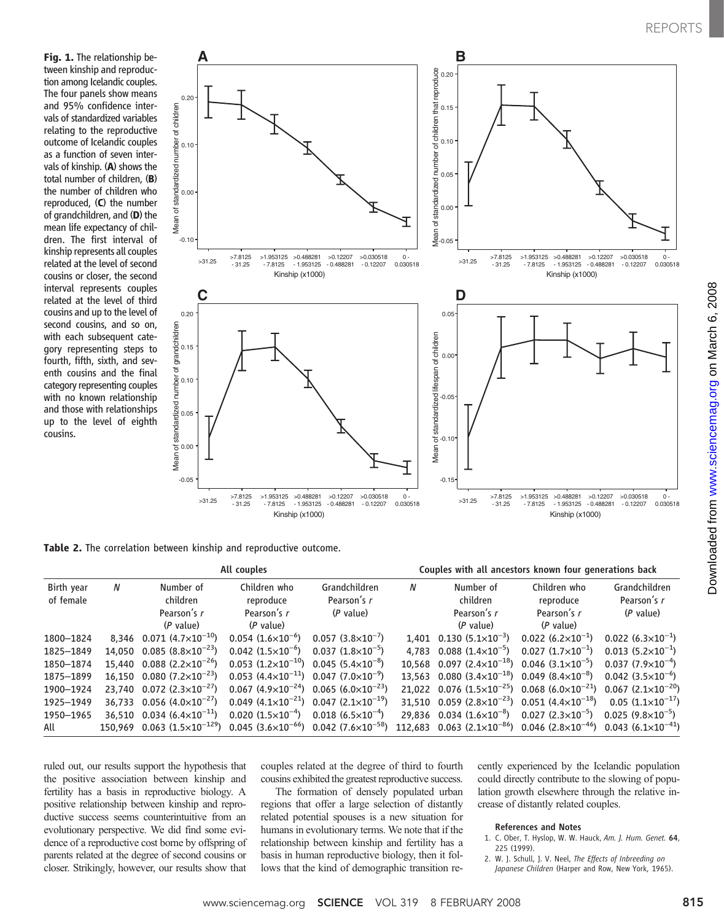**Fig. 1.** The relationship between kinship and reproduction among Icelandic couples. The four panels show means and 95% confidence intervals of standardized variables relating to the reproductive outcome of Icelandic couples as a function of seven intervals of kinship. (**A**) shows the total number of children, (**B**) the number of children who reproduced, (**C**) the number of grandchildren, and (**D**) the mean life expectancy of children. The first interval of kinship represents all couples related at the level of second cousins or closer, the second interval represents couples related at the level of third cousins and up to the level of second cousins, and so on, with each subsequent category representing steps to fourth, fifth, sixth, and seventh cousins and the final category representing couples with no known relationship and those with relationships up to the level of eighth cousins.

A
Mean of standardized number of children
0.20
0.10
0.00
-0.10
>31.25
>7.8125 - 31.25
>1.953125 - 7.8125
>0.488281 - 1.953125
>0.12207 - 0.488281
>0.030518 - 0.12207
0 - 0.030518
Kinship (x1000)

B
Mean of standardized number of children that reproduce
0.20
0.15
0.10
0.05
0.00
-0.05
>31.25
>7.8125 - 31.25
>1.953125 - 7.8125
>0.488281 - 1.953125
>0.12207 - 0.488281
>0.030518 - 0.12207
0 - 0.030518
Kinship (x1000)

C
Mean of standardized number of grandchildren
0.20
0.15
0.10
0.05
0.00
-0.05
>31.25
>7.8125 - 31.25
>1.953125 - 7.8125
>0.488281 - 1.953125
>0.12207 - 0.488281
>0.030518 - 0.12207
0 - 0.030518
Kinship (x1000)

D
Mean of standardized lifespan of children
0.05
0.00
-0.05
-0.10
-0.15
>31.25
>7.8125 - 31.25
>1.953125 - 7.8125
>0.488281 - 1.953125
>0.12207 - 0.488281
>0.030518 - 0.12207
0 - 0.030518
Kinship (x1000)

**Table 2.** The correlation between kinship and reproductive outcome.

| | All couples | | | | Couples with all ancestors known four generations back | | | |
|---|---|---|---|---|---|---|---|---|
| Birth year of female | $N$ | Number of children Pearson's $r$ ($P$ value) | Children who reproduce Pearson's $r$ ($P$ value) | Grandchildren Pearson's $r$ ($P$ value) | $N$ | Number of children Pearson's $r$ ($P$ value) | Children who reproduce Pearson's $r$ ($P$ value) | Grandchildren Pearson's $r$ ($P$ value) |
| 1800–1824 | 8,346 | 0.071 ($4.7\times10^{-10}$) | 0.054 ($1.6\times10^{-6}$) | 0.057 ($3.8\times10^{-7}$) | 1,401 | 0.130 ($5.1\times10^{-3}$) | 0.022 ($6.2\times10^{-1}$) | 0.022 ($6.3\times10^{-1}$) |
| 1825–1849 | 14,050 | 0.085 ($8.8\times10^{-23}$) | 0.042 ($1.5\times10^{-6}$) | 0.037 ($1.8\times10^{-5}$) | 4,783 | 0.088 ($1.4\times10^{-5}$) | 0.027 ($1.7\times10^{-1}$) | 0.013 ($5.2\times10^{-1}$) |
| 1850–1874 | 15,440 | 0.088 ($2.2\times10^{-26}$) | 0.053 ($1.2\times10^{-10}$) | 0.045 ($5.4\times10^{-8}$) | 10,568 | 0.097 ($2.4\times10^{-18}$) | 0.046 ($3.1\times10^{-5}$) | 0.037 ($7.9\times10^{-4}$) |
| 1875–1899 | 16,150 | 0.080 ($7.2\times10^{-23}$) | 0.053 ($4.4\times10^{-11}$) | 0.047 ($7.0\times10^{-9}$) | 13,563 | 0.080 ($3.4\times10^{-18}$) | 0.049 ($8.4\times10^{-8}$) | 0.042 ($3.5\times10^{-6}$) |
| 1900–1924 | 23,740 | 0.072 ($2.3\times10^{-27}$) | 0.067 ($4.9\times10^{-24}$) | 0.065 ($6.0\times10^{-23}$) | 21,022 | 0.076 ($1.5\times10^{-25}$) | 0.068 ($6.0\times10^{-21}$) | 0.067 ($2.1\times10^{-20}$) |
| 1925–1949 | 36,733 | 0.056 ($4.0\times10^{-27}$) | 0.049 ($4.1\times10^{-21}$) | 0.047 ($2.1\times10^{-19}$) | 31,510 | 0.059 ($2.8\times10^{-23}$) | 0.051 ($4.4\times10^{-18}$) | 0.05 ($1.1\times10^{-17}$) |
| 1950–1965 | 36,510 | 0.034 ($6.4\times10^{-11}$) | 0.020 ($1.5\times10^{-4}$) | 0.018 ($6.5\times10^{-4}$) | 29,836 | 0.034 ($1.6\times10^{-8}$) | 0.027 ($2.3\times10^{-5}$) | 0.025 ($9.8\times10^{-5}$) |
| All | 150,969 | 0.063 ($1.5\times10^{-129}$) | 0.045 ($3.6\times10^{-66}$) | 0.042 ($7.6\times10^{-58}$) | 112,683 | 0.063 ($2.1\times10^{-86}$) | 0.046 ($2.8\times10^{-46}$) | 0.043 ($6.1\times10^{-41}$) |

ruled out, our results support the hypothesis that the positive association between kinship and fertility has a basis in reproductive biology. A positive relationship between kinship and reproductive success seems counterintuitive from an evolutionary perspective. We did find some evidence of a reproductive cost borne by offspring of parents related at the degree of second cousins or closer. Strikingly, however, our results show that couples related at the degree of third to fourth cousins exhibited the greatest reproductive success.

The formation of densely populated urban regions that offer a large selection of distantly related potential spouses is a new situation for humans in evolutionary terms. We note that if the relationship between kinship and fertility has a basis in human reproductive biology, then it follows that the kind of demographic transition recently experienced by the Icelandic population could directly contribute to the slowing of population growth elsewhere through the relative increase of distantly related couples.

#### References and Notes

1. C. Ober, T. Hyslop, W. W. Hauck, *Am. J. Hum. Genet.* **64**, 225 (1999).
2. W. J. Schull, J. V. Neel, *The Effects of Inbreeding on Japanese Children* (Harper and Row, New York, 1965).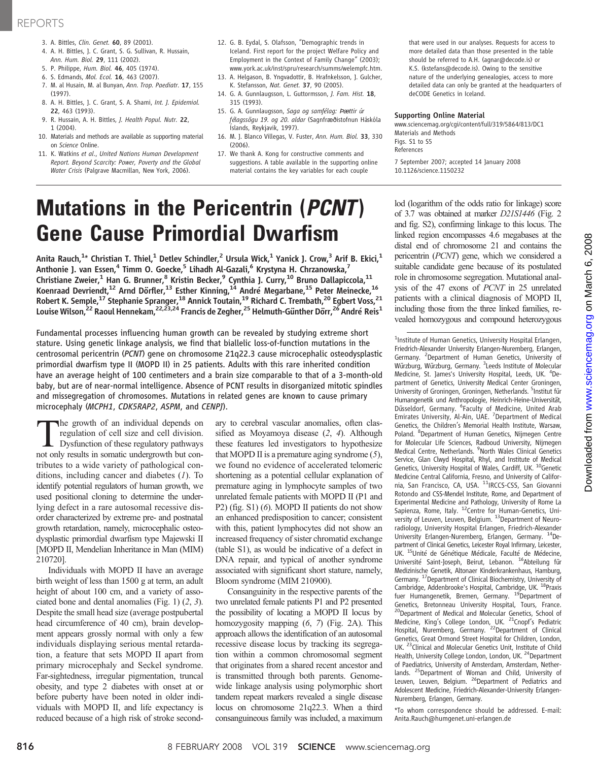3. A. Bittles, *Clin. Genet.* **60**, 89 (2001).
4. A. H. Bittles, J. C. Grant, S. G. Sullivan, R. Hussain, *Ann. Hum. Biol.* **29**, 111 (2002).
5. P. Philippe, *Hum. Biol.* **46**, 405 (1974).
6. S. Edmands, *Mol. Ecol.* **16**, 463 (2007).
7. M. al Husain, M. al Bunyan, *Ann. Trop. Paediatr.* **17**, 155 (1997).
8. A. H. Bittles, J. C. Grant, S. A. Shami, *Int. J. Epidemiol.* **22**, 463 (1993).
9. R. Hussain, A. H. Bittles, *J. Health Popul. Nutr.* **22**, 1 (2004).
10. Materials and methods are available as supporting material on *Science* Online.
11. K. Watkins *et al.*, *United Nations Human Development Report. Beyond Scarcity: Power, Poverty and the Global Water Crisis* (Palgrave Macmillan, New York, 2006).
12. G. B. Eydal, S. Olafsson, "Demographic trends in Iceland. First report for the project Welfare Policy and Employment in the Context of Family Change" (2003); www.york.ac.uk/inst/spru/research/summs/welempfc.htm.
13. A. Helgason, B. Yngvadottir, B. Hrafnkelsson, J. Gulcher, K. Stefansson, *Nat. Genet.* **37**, 90 (2005).
14. G. A. Gunnlaugsson, L. Guttormsson, *J. Fam. Hist.* **18**, 315 (1993).
15. G. A. Gunnlaugsson, *Saga og samfélag: Þættir úr félagssögu 19. og 20. aldar* (Sagnfræðistofnun Háskóla Íslands, Reykjavík, 1997).
16. M. J. Blanco Villegas, V. Fuster, *Ann. Hum. Biol.* **33**, 330 (2006).
17. We thank A. Kong for constructive comments and suggestions. A table available in the supporting online material contains the key variables for each couple that were used in our analyses. Requests for access to more detailed data than those presented in the table should be referred to A.H. (agnar@decode.is) or K.S. (kstefans@decode.is). Owing to the sensitive nature of the underlying genealogies, access to more detailed data can only be granted at the headquarters of deCODE Genetics in Iceland.

**Supporting Online Material**
www.sciencemag.org/cgi/content/full/319/5864/813/DC1
Materials and Methods
Figs. S1 to S5
References

7 September 2007; accepted 14 January 2008
10.1126/science.1150232

# Mutations in the Pericentrin (*PCNT*) Gene Cause Primordial Dwarfism

**Anita Rauch,[1]* Christian T. Thiel,[1] Detlev Schindler,[2] Ursula Wick,[1] Yanick J. Crow,[3] Arif B. Ekici,[1] Anthonie J. van Essen,[4] Timm O. Goecke,[5] Lihadh Al-Gazali,[6] Krystyna H. Chrzanowska,[7] Christiane Zweier,[1] Han G. Brunner,[8] Kristin Becker,[9] Cynthia J. Curry,[10] Bruno Dallapiccola,[11] Koenraad Devriendt,[12] Arnd Dörfler,[13] Esther Kinning,[14] André Megarbane,[15] Peter Meinecke,[16] Robert K. Semple,[17] Stephanie Spranger,[18] Annick Toutain,[19] Richard C. Trembath,[20] Egbert Voss,[21] Louise Wilson,[22] Raoul Hennekam,[22,23,24] Francis de Zegher,[25] Helmuth-Günther Dörr,[26] André Reis[1]**

Fundamental processes influencing human growth can be revealed by studying extreme short stature. Using genetic linkage analysis, we find that biallelic loss-of-function mutations in the centrosomal pericentrin (*PCNT*) gene on chromosome 21q22.3 cause microcephalic osteodysplastic primordial dwarfism type II (MOPD II) in 25 patients. Adults with this rare inherited condition have an average height of 100 centimeters and a brain size comparable to that of a 3-month-old baby, but are of near-normal intelligence. Absence of PCNT results in disorganized mitotic spindles and missegregation of chromosomes. Mutations in related genes are known to cause primary microcephaly (*MCPH1*, *CDK5RAP2*, *ASPM*, and *CENPJ*).

The growth of an individual depends on regulation of cell size and cell division. Dysfunction of these regulatory pathways not only results in somatic undergrowth but contributes to a wide variety of pathological conditions, including cancer and diabetes (*1*). To identify potential regulators of human growth, we used positional cloning to determine the underlying defect in a rare autosomal recessive disorder characterized by extreme pre- and postnatal growth retardation, namely, microcephalic osteodysplastic primordial dwarfism type Majewski II [MOPD II, Mendelian Inheritance in Man (MIM) 210720].

Individuals with MOPD II have an average birth weight of less than 1500 g at term, an adult height of about 100 cm, and a variety of associated bone and dental anomalies (Fig. 1) (*2*, *3*). Despite the small head size (average postpubertal head circumference of 40 cm), brain development appears grossly normal with only a few individuals displaying serious mental retardation, a feature that sets MOPD II apart from primary microcephaly and Seckel syndrome. Far-sightedness, irregular pigmentation, truncal obesity, and type 2 diabetes with onset at or before puberty have been noted in older individuals with MOPD II, and life expectancy is reduced because of a high risk of stroke secondary to cerebral vascular anomalies, often classified as Moyamoya disease (*2*, *4*). Although these features led investigators to hypothesize that MOPD II is a premature aging syndrome (*5*), we found no evidence of accelerated telomeric shortening as a potential cellular explanation of premature aging in lymphocyte samples of two unrelated female patients with MOPD II (P1 and P2) (fig. S1) (*6*). MOPD II patients do not show an enhanced predisposition to cancer; consistent with this, patient lymphocytes did not show an increased frequency of sister chromatid exchange (table S1), as would be indicative of a defect in DNA repair, and typical of another syndrome associated with significant short stature, namely, Bloom syndrome (MIM 210900).

Consanguinity in the respective parents of the two unrelated female patients P1 and P2 presented the possibility of locating a MOPD II locus by homozygosity mapping (*6*, *7*) (Fig. 2A). This approach allows the identification of an autosomal recessive disease locus by tracking its segregation within a common chromosomal segment that originates from a shared recent ancestor and is transmitted through both parents. Genome-wide linkage analysis using polymorphic short tandem repeat markers revealed a single disease locus on chromosome 21q22.3. When a third consanguineous family was included, a maximum lod (logarithm of the odds ratio for linkage) score of 3.7 was obtained at marker *D21S1446* (Fig. 2 and fig. S2), confirming linkage to this locus. The linked region encompasses 4.6 megabases at the distal end of chromosome 21 and contains the pericentrin (*PCNT*) gene, which we considered a suitable candidate gene because of its postulated role in chromosome segregation. Mutational analysis of the 47 exons of *PCNT* in 25 unrelated patients with a clinical diagnosis of MOPD II, including those from the three linked families, revealed homozygous and compound heterozygous

[1]Institute of Human Genetics, University Hospital Erlangen, Friedrich-Alexander University Erlangen-Nuremberg, Erlangen, Germany. [2]Department of Human Genetics, University of Würzburg, Würzburg, Germany. [3]Leeds Institute of Molecular Medicine, St. James's University Hospital, Leeds, UK. [4]Department of Genetics, University Medical Center Groningen, University of Groningen, Groningen, Netherlands. [5]Institut für Humangenetik und Anthropologie, Heinrich-Heine-Universität, Düsseldorf, Germany. [6]Faculty of Medicine, United Arab Emirates University, Al-Ain, UAE. [7]Department of Medical Genetics, the Children's Memorial Health Institute, Warsaw, Poland. [8]Department of Human Genetics, Nijmegen Centre for Molecular Life Sciences, Radboud University, Nijmegen Medical Centre, Netherlands. [9]North Wales Clinical Genetics Service, Glan Clwyd Hospital, Rhyl, and Institute of Medical Genetics, University Hospital of Wales, Cardiff, UK. [10]Genetic Medicine Central California, Fresno, and University of California, San Francisco, CA, USA. [11]IRCCS-CSS, San Giovanni Rotondo and CSS-Mendel Institute, Rome, and Department of Experimental Medicine and Pathology, University of Rome La Sapienza, Rome, Italy. [12]Centre for Human-Genetics, University of Leuven, Leuven, Belgium. [13]Department of Neuroradiology, University Hospital Erlangen, Friedrich-Alexander University Erlangen-Nuremberg, Erlangen, Germany. [14]Department of Clinical Genetics, Leicester Royal Infirmary, Leicester, UK. [15]Unité de Génétique Médicale, Faculté de Médecine, Université Saint-Joseph, Beirut, Lebanon. [16]Abteilung für Medizinische Genetik, Altonaer Kinderkrankenhaus, Hamburg, Germany. [17]Department of Clinical Biochemistry, University of Cambridge, Addenbrooke's Hospital, Cambridge, UK. [18]Praxis fuer Humangenetik, Bremen, Germany. [19]Department of Genetics, Bretonneau University Hospital, Tours, France. [20]Department of Medical and Molecular Genetics, School of Medicine, King's College London, UK. [21]Cnopf's Pediatric Hospital, Nuremberg, Germany. [22]Department of Clinical Genetics, Great Ormond Street Hospital for Children, London, UK. [23]Clinical and Molecular Genetics Unit, Institute of Child Health, University College London, London, UK. [24]Department of Paediatrics, University of Amsterdam, Amsterdam, Netherlands. [25]Department of Woman and Child, University of Leuven, Leuven, Belgium. [26]Department of Pediatrics and Adolescent Medicine, Friedrich-Alexander-University Erlangen-Nuremberg, Erlangen, Germany.

*To whom correspondence should be addressed. E-mail: Anita.Rauch@humgenet.uni-erlangen.de